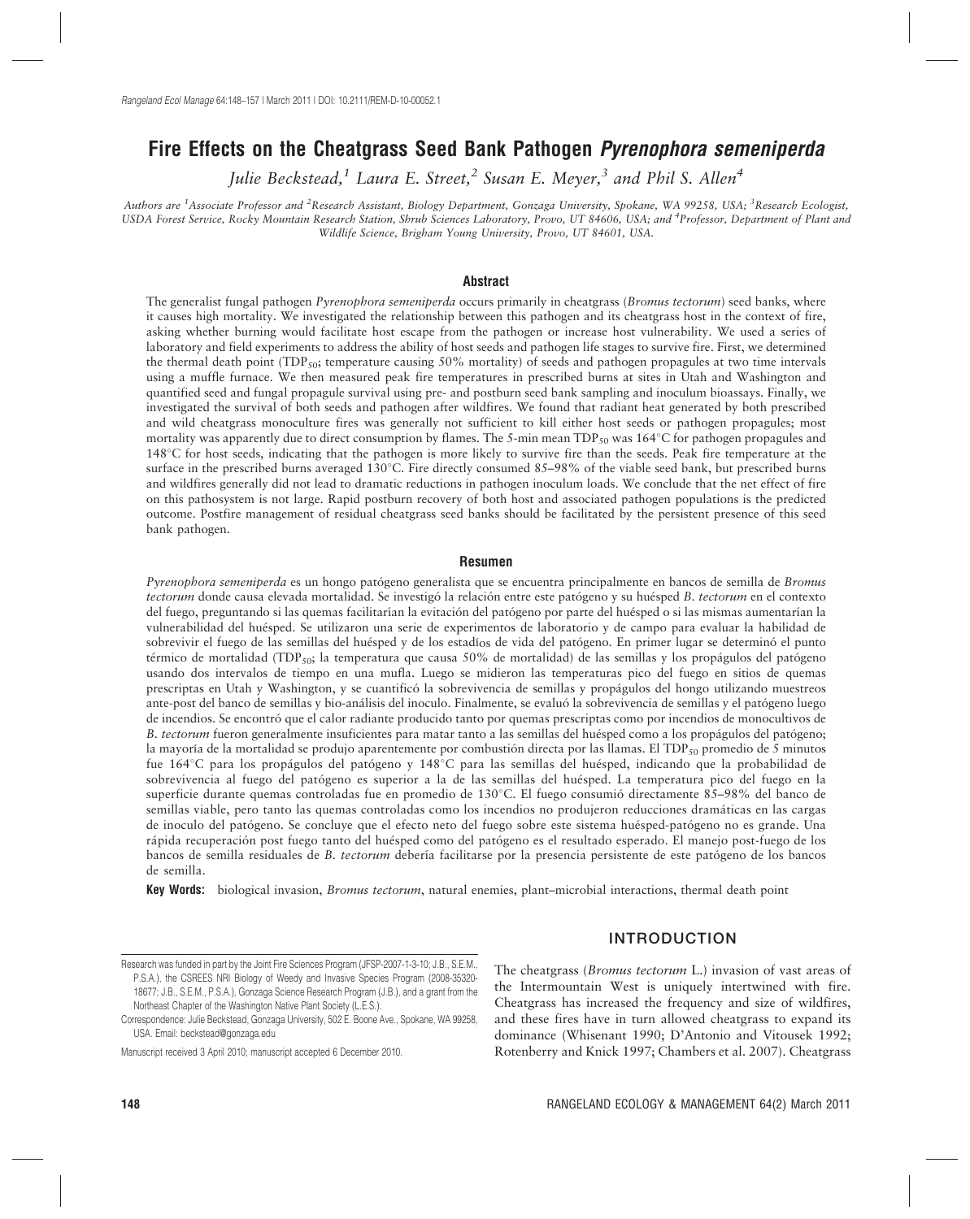# Fire Effects on the Cheatgrass Seed Bank Pathogen *Pyrenophora semeniperda*

*Julie Beckstead,*[1] *Laura E. Street,*[2] *Susan E. Meyer,*[3] *and Phil S. Allen*[4]

*Authors are* [1]*Associate Professor and* [2]*Research Assistant, Biology Department, Gonzaga University, Spokane, WA 99258, USA;* [3]*Research Ecologist, USDA Forest Service, Rocky Mountain Research Station, Shrub Sciences Laboratory, Provo, UT 84606, USA; and* [4]*Professor, Department of Plant and Wildlife Science, Brigham Young University, Provo, UT 84601, USA.*

## Abstract

The generalist fungal pathogen *Pyrenophora semeniperda* occurs primarily in cheatgrass (*Bromus tectorum*) seed banks, where it causes high mortality. We investigated the relationship between this pathogen and its cheatgrass host in the context of fire, asking whether burning would facilitate host escape from the pathogen or increase host vulnerability. We used a series of laboratory and field experiments to address the ability of host seeds and pathogen life stages to survive fire. First, we determined the thermal death point ($TDP_{50}$; temperature causing 50% mortality) of seeds and pathogen propagules at two time intervals using a muffle furnace. We then measured peak fire temperatures in prescribed burns at sites in Utah and Washington and quantified seed and fungal propagule survival using pre- and postburn seed bank sampling and inoculum bioassays. Finally, we investigated the survival of both seeds and pathogen after wildfires. We found that radiant heat generated by both prescribed and wild cheatgrass monoculture fires was generally not sufficient to kill either host seeds or pathogen propagules; most mortality was apparently due to direct consumption by flames. The 5-min mean $TDP_{50}$ was 164°C for pathogen propagules and 148°C for host seeds, indicating that the pathogen is more likely to survive fire than the seeds. Peak fire temperature at the surface in the prescribed burns averaged 130°C. Fire directly consumed 85–98% of the viable seed bank, but prescribed burns and wildfires generally did not lead to dramatic reductions in pathogen inoculum loads. We conclude that the net effect of fire on this pathosystem is not large. Rapid postburn recovery of both host and associated pathogen populations is the predicted outcome. Postfire management of residual cheatgrass seed banks should be facilitated by the persistent presence of this seed bank pathogen.

## Resumen

*Pyrenophora semeniperda* es un hongo patógeno generalista que se encuentra principalmente en bancos de semilla de *Bromus tectorum* donde causa elevada mortalidad. Se investigó la relación entre este patógeno y su huésped *B. tectorum* en el contexto del fuego, preguntando si las quemas facilitarían la evitación del patógeno por parte del huésped o si las mismas aumentarían la vulnerabilidad del huésped. Se utilizaron una serie de experimentos de laboratorio y de campo para evaluar la habilidad de sobrevivir el fuego de las semillas del huésped y de los estadíos de vida del patógeno. En primer lugar se determinó el punto térmico de mortalidad ($TDP_{50}$; la temperatura que causa 50% de mortalidad) de las semillas y los propágulos del patógeno usando dos intervalos de tiempo en una mufla. Luego se midieron las temperaturas pico del fuego en sitios de quemas prescriptas en Utah y Washington, y se cuantificó la sobrevivencia de semillas y propágulos del hongo utilizando muestreos ante-post del banco de semillas y bio-análisis del inoculo. Finalmente, se evaluó la sobrevivencia de semillas y el patógeno luego de incendios. Se encontró que el calor radiante producido tanto por quemas prescriptas como por incendios de monocultivos de *B. tectorum* fueron generalmente insuficientes para matar tanto a las semillas del huésped como a los propágulos del patógeno; la mayoría de la mortalidad se produjo aparentemente por combustión directa por las llamas. El $TDP_{50}$ promedio de 5 minutos fue 164°C para los propágulos del patógeno y 148°C para las semillas del huésped, indicando que la probabilidad de sobrevivencia al fuego del patógeno es superior a la de las semillas del huésped. La temperatura pico del fuego en la superficie durante quemas controladas fue en promedio de 130°C. El fuego consumió directamente 85–98% del banco de semillas viable, pero tanto las quemas controladas como los incendios no produjeron reducciones dramáticas en las cargas de inoculo del patógeno. Se concluye que el efecto neto del fuego sobre este sistema huésped-patógeno no es grande. Una rápida recuperación post fuego tanto del huésped como del patógeno es el resultado esperado. El manejo post-fuego de los bancos de semilla residuales de *B. tectorum* debería facilitarse por la presencia persistente de este patógeno de los bancos de semilla.

**Key Words:** biological invasion, *Bromus tectorum*, natural enemies, plant–microbial interactions, thermal death point

## INTRODUCTION

The cheatgrass (*Bromus tectorum* L.) invasion of vast areas of the Intermountain West is uniquely intertwined with fire. Cheatgrass has increased the frequency and size of wildfires, and these fires have in turn allowed cheatgrass to expand its dominance (Whisenant 1990; D'Antonio and Vitousek 1992; Rotenberry and Knick 1997; Chambers et al. 2007). Cheatgrass

Research was funded in part by the Joint Fire Sciences Program (JFSP-2007-1-3-10; J.B., S.E.M., P.S.A.), the CSREES NRI Biology of Weedy and Invasive Species Program (2008-35320-18677; J.B., S.E.M., P.S.A.), Gonzaga Science Research Program (J.B.), and a grant from the Northeast Chapter of the Washington Native Plant Society (L.E.S.).

Correspondence: Julie Beckstead, Gonzaga University, 502 E. Boone Ave., Spokane, WA 99258, USA. Email: beckstead@gonzaga.edu

Manuscript received 3 April 2010; manuscript accepted 6 December 2010.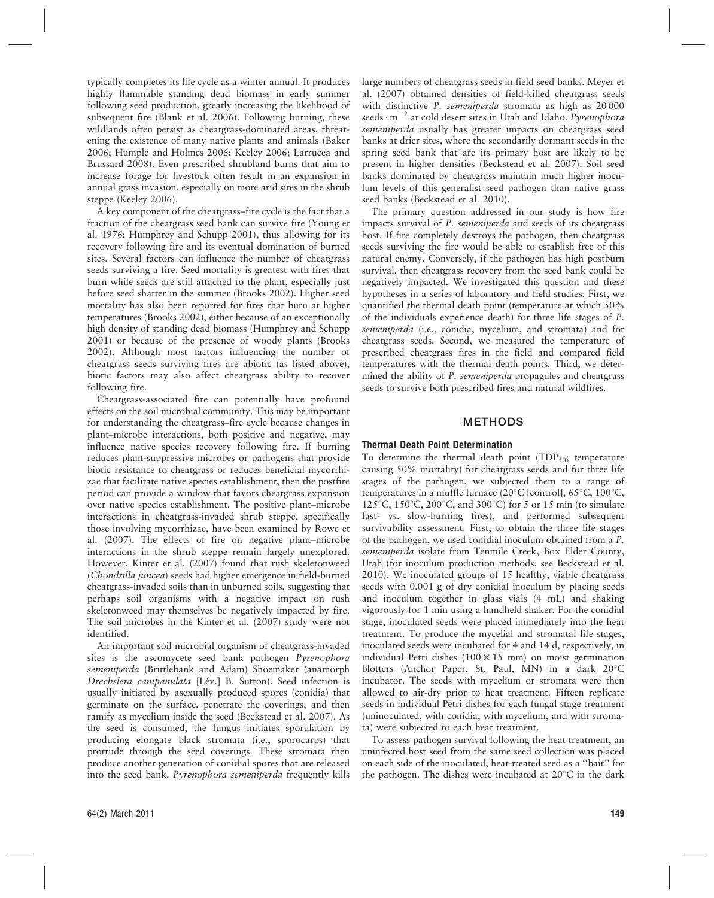typically completes its life cycle as a winter annual. It produces highly flammable standing dead biomass in early summer following seed production, greatly increasing the likelihood of subsequent fire (Blank et al. 2006). Following burning, these wildlands often persist as cheatgrass-dominated areas, threatening the existence of many native plants and animals (Baker 2006; Humple and Holmes 2006; Keeley 2006; Larrucea and Brussard 2008). Even prescribed shrubland burns that aim to increase forage for livestock often result in an expansion in annual grass invasion, especially on more arid sites in the shrub steppe (Keeley 2006).

A key component of the cheatgrass–fire cycle is the fact that a fraction of the cheatgrass seed bank can survive fire (Young et al. 1976; Humphrey and Schupp 2001), thus allowing for its recovery following fire and its eventual domination of burned sites. Several factors can influence the number of cheatgrass seeds surviving a fire. Seed mortality is greatest with fires that burn while seeds are still attached to the plant, especially just before seed shatter in the summer (Brooks 2002). Higher seed mortality has also been reported for fires that burn at higher temperatures (Brooks 2002), either because of an exceptionally high density of standing dead biomass (Humphrey and Schupp 2001) or because of the presence of woody plants (Brooks 2002). Although most factors influencing the number of cheatgrass seeds surviving fires are abiotic (as listed above), biotic factors may also affect cheatgrass ability to recover following fire.

Cheatgrass-associated fire can potentially have profound effects on the soil microbial community. This may be important for understanding the cheatgrass–fire cycle because changes in plant–microbe interactions, both positive and negative, may influence native species recovery following fire. If burning reduces plant-suppressive microbes or pathogens that provide biotic resistance to cheatgrass or reduces beneficial mycorrhizae that facilitate native species establishment, then the postfire period can provide a window that favors cheatgrass expansion over native species establishment. The positive plant–microbe interactions in cheatgrass-invaded shrub steppe, specifically those involving mycorrhizae, have been examined by Rowe et al. (2007). The effects of fire on negative plant–microbe interactions in the shrub steppe remain largely unexplored. However, Kinter et al. (2007) found that rush skeletonweed (*Chondrilla juncea*) seeds had higher emergence in field-burned cheatgrass-invaded soils than in unburned soils, suggesting that perhaps soil organisms with a negative impact on rush skeletonweed may themselves be negatively impacted by fire. The soil microbes in the Kinter et al. (2007) study were not identified.

An important soil microbial organism of cheatgrass-invaded sites is the ascomycete seed bank pathogen *Pyrenophora semeniperda* (Brittlebank and Adam) Shoemaker (anamorph *Drechslera campanulata* [Lév.] B. Sutton). Seed infection is usually initiated by asexually produced spores (conidia) that germinate on the surface, penetrate the coverings, and then ramify as mycelium inside the seed (Beckstead et al. 2007). As the seed is consumed, the fungus initiates sporulation by producing elongate black stromata (i.e., sporocarps) that protrude through the seed coverings. These stromata then produce another generation of conidial spores that are released into the seed bank. *Pyrenophora semeniperda* frequently kills large numbers of cheatgrass seeds in field seed banks. Meyer et al. (2007) obtained densities of field-killed cheatgrass seeds with distinctive *P. semeniperda* stromata as high as 20 000 seeds · $m^{-2}$ at cold desert sites in Utah and Idaho. *Pyrenophora semeniperda* usually has greater impacts on cheatgrass seed banks at drier sites, where the secondarily dormant seeds in the spring seed bank that are its primary host are likely to be present in higher densities (Beckstead et al. 2007). Soil seed banks dominated by cheatgrass maintain much higher inoculum levels of this generalist seed pathogen than native grass seed banks (Beckstead et al. 2010).

The primary question addressed in our study is how fire impacts survival of *P. semeniperda* and seeds of its cheatgrass host. If fire completely destroys the pathogen, then cheatgrass seeds surviving the fire would be able to establish free of this natural enemy. Conversely, if the pathogen has high postburn survival, then cheatgrass recovery from the seed bank could be negatively impacted. We investigated this question and these hypotheses in a series of laboratory and field studies. First, we quantified the thermal death point (temperature at which 50% of the individuals experience death) for three life stages of *P. semeniperda* (i.e., conidia, mycelium, and stromata) and for cheatgrass seeds. Second, we measured the temperature of prescribed cheatgrass fires in the field and compared field temperatures with the thermal death points. Third, we determined the ability of *P. semeniperda* propagules and cheatgrass seeds to survive both prescribed fires and natural wildfires.

## METHODS

### Thermal Death Point Determination

To determine the thermal death point ($TDP_{50}$; temperature causing 50% mortality) for cheatgrass seeds and for three life stages of the pathogen, we subjected them to a range of temperatures in a muffle furnace (20°C [control], 65°C, 100°C, 125°C, 150°C, 200°C, and 300°C) for 5 or 15 min (to simulate fast- vs. slow-burning fires), and performed subsequent survivability assessment. First, to obtain the three life stages of the pathogen, we used conidial inoculum obtained from a *P. semeniperda* isolate from Tenmile Creek, Box Elder County, Utah (for inoculum production methods, see Beckstead et al. 2010). We inoculated groups of 15 healthy, viable cheatgrass seeds with 0.001 g of dry conidial inoculum by placing seeds and inoculum together in glass vials (4 mL) and shaking vigorously for 1 min using a handheld shaker. For the conidial stage, inoculated seeds were placed immediately into the heat treatment. To produce the mycelial and stromatal life stages, inoculated seeds were incubated for 4 and 14 d, respectively, in individual Petri dishes (100 × 15 mm) on moist germination blotters (Anchor Paper, St. Paul, MN) in a dark 20°C incubator. The seeds with mycelium or stromata were then allowed to air-dry prior to heat treatment. Fifteen replicate seeds in individual Petri dishes for each fungal stage treatment (uninoculated, with conidia, with mycelium, and with stromata) were subjected to each heat treatment.

To assess pathogen survival following the heat treatment, an uninfected host seed from the same seed collection was placed on each side of the inoculated, heat-treated seed as a "bait" for the pathogen. The dishes were incubated at 20°C in the dark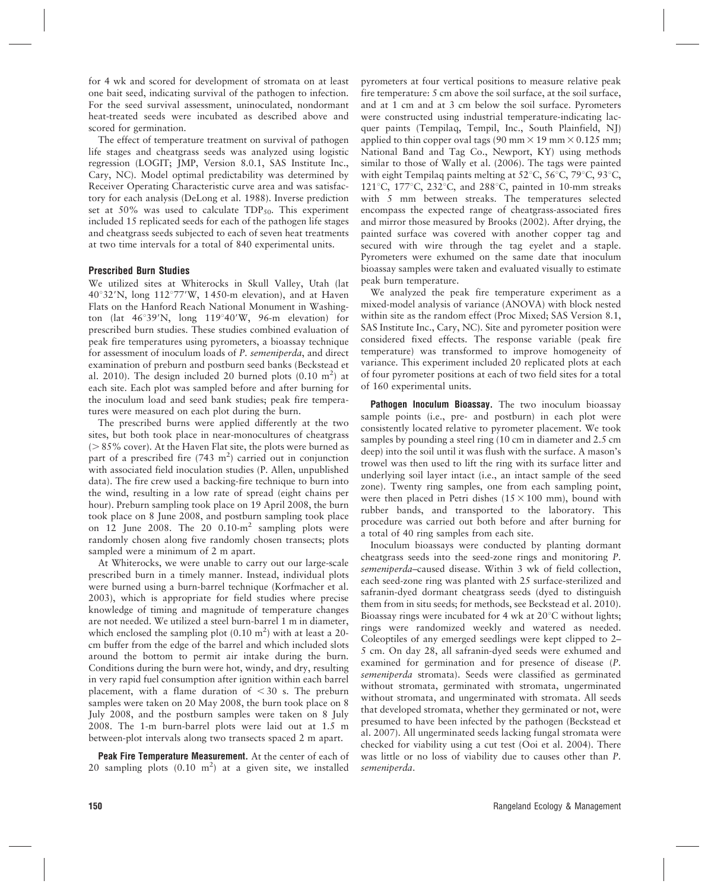for 4 wk and scored for development of stromata on at least one bait seed, indicating survival of the pathogen to infection. For the seed survival assessment, uninoculated, nondormant heat-treated seeds were incubated as described above and scored for germination.

The effect of temperature treatment on survival of pathogen life stages and cheatgrass seeds was analyzed using logistic regression (LOGIT; JMP, Version 8.0.1, SAS Institute Inc., Cary, NC). Model optimal predictability was determined by Receiver Operating Characteristic curve area and was satisfactory for each analysis (DeLong et al. 1988). Inverse prediction set at 50% was used to calculate $TDP_{50}$. This experiment included 15 replicated seeds for each of the pathogen life stages and cheatgrass seeds subjected to each of seven heat treatments at two time intervals for a total of 840 experimental units.

### Prescribed Burn Studies

We utilized sites at Whiterocks in Skull Valley, Utah (lat 40°32′N, long 112°77′W, 1 450-m elevation), and at Haven Flats on the Hanford Reach National Monument in Washington (lat 46°39′N, long 119°40′W, 96-m elevation) for prescribed burn studies. These studies combined evaluation of peak fire temperatures using pyrometers, a bioassay technique for assessment of inoculum loads of *P. semeniperda*, and direct examination of preburn and postburn seed banks (Beckstead et al. 2010). The design included 20 burned plots ($0.10 \text{ m}^2$) at each site. Each plot was sampled before and after burning for the inoculum load and seed bank studies; peak fire temperatures were measured on each plot during the burn.

The prescribed burns were applied differently at the two sites, but both took place in near-monocultures of cheatgrass (> 85% cover). At the Haven Flat site, the plots were burned as part of a prescribed fire ($743 \text{ m}^2$) carried out in conjunction with associated field inoculation studies (P. Allen, unpublished data). The fire crew used a backing-fire technique to burn into the wind, resulting in a low rate of spread (eight chains per hour). Preburn sampling took place on 19 April 2008, the burn took place on 8 June 2008, and postburn sampling took place on 12 June 2008. The 20 $0.10\text{-m}^2$ sampling plots were randomly chosen along five randomly chosen transects; plots sampled were a minimum of 2 m apart.

At Whiterocks, we were unable to carry out our large-scale prescribed burn in a timely manner. Instead, individual plots were burned using a burn-barrel technique (Korfmacher et al. 2003), which is appropriate for field studies where precise knowledge of timing and magnitude of temperature changes are not needed. We utilized a steel burn-barrel 1 m in diameter, which enclosed the sampling plot ($0.10 \text{ m}^2$) with at least a 20-cm buffer from the edge of the barrel and which included slots around the bottom to permit air intake during the burn. Conditions during the burn were hot, windy, and dry, resulting in very rapid fuel consumption after ignition within each barrel placement, with a flame duration of < 30 s. The preburn samples were taken on 20 May 2008, the burn took place on 8 July 2008, and the postburn samples were taken on 8 July 2008. The 1-m burn-barrel plots were laid out at 1.5 m between-plot intervals along two transects spaced 2 m apart.

**Peak Fire Temperature Measurement.** At the center of each of 20 sampling plots ($0.10 \text{ m}^2$) at a given site, we installed pyrometers at four vertical positions to measure relative peak fire temperature: 5 cm above the soil surface, at the soil surface, and at 1 cm and at 3 cm below the soil surface. Pyrometers were constructed using industrial temperature-indicating lacquer paints (Tempilaq, Tempil, Inc., South Plainfield, NJ) applied to thin copper oval tags (90 mm × 19 mm × 0.125 mm; National Band and Tag Co., Newport, KY) using methods similar to those of Wally et al. (2006). The tags were painted with eight Tempilaq paints melting at 52°C, 56°C, 79°C, 93°C, 121°C, 177°C, 232°C, and 288°C, painted in 10-mm streaks with 5 mm between streaks. The temperatures selected encompass the expected range of cheatgrass-associated fires and mirror those measured by Brooks (2002). After drying, the painted surface was covered with another copper tag and secured with wire through the tag eyelet and a staple. Pyrometers were exhumed on the same date that inoculum bioassay samples were taken and evaluated visually to estimate peak burn temperature.

We analyzed the peak fire temperature experiment as a mixed-model analysis of variance (ANOVA) with block nested within site as the random effect (Proc Mixed; SAS Version 8.1, SAS Institute Inc., Cary, NC). Site and pyrometer position were considered fixed effects. The response variable (peak fire temperature) was transformed to improve homogeneity of variance. This experiment included 20 replicated plots at each of four pyrometer positions at each of two field sites for a total of 160 experimental units.

**Pathogen Inoculum Bioassay.** The two inoculum bioassay sample points (i.e., pre- and postburn) in each plot were consistently located relative to pyrometer placement. We took samples by pounding a steel ring (10 cm in diameter and 2.5 cm deep) into the soil until it was flush with the surface. A mason's trowel was then used to lift the ring with its surface litter and underlying soil layer intact (i.e., an intact sample of the seed zone). Twenty ring samples, one from each sampling point, were then placed in Petri dishes (15 × 100 mm), bound with rubber bands, and transported to the laboratory. This procedure was carried out both before and after burning for a total of 40 ring samples from each site.

Inoculum bioassays were conducted by planting dormant cheatgrass seeds into the seed-zone rings and monitoring *P. semeniperda*–caused disease. Within 3 wk of field collection, each seed-zone ring was planted with 25 surface-sterilized and safranin-dyed dormant cheatgrass seeds (dyed to distinguish them from in situ seeds; for methods, see Beckstead et al. 2010). Bioassay rings were incubated for 4 wk at 20°C without lights; rings were randomized weekly and watered as needed. Coleoptiles of any emerged seedlings were kept clipped to 2–5 cm. On day 28, all safranin-dyed seeds were exhumed and examined for germination and for presence of disease (*P. semeniperda* stromata). Seeds were classified as germinated without stromata, germinated with stromata, ungerminated without stromata, and ungerminated with stromata. All seeds that developed stromata, whether they germinated or not, were presumed to have been infected by the pathogen (Beckstead et al. 2007). All ungerminated seeds lacking fungal stromata were checked for viability using a cut test (Ooi et al. 2004). There was little or no loss of viability due to causes other than *P. semeniperda*.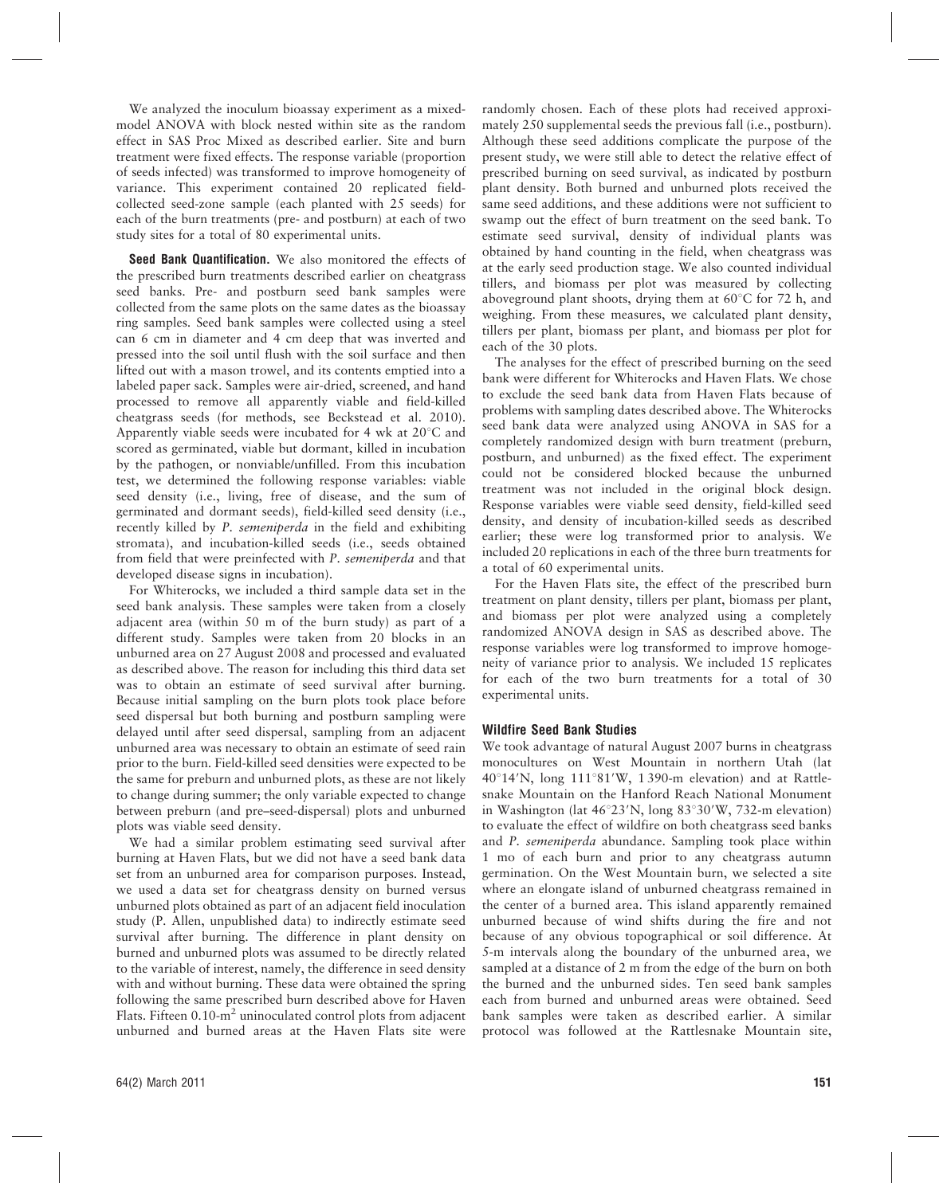We analyzed the inoculum bioassay experiment as a mixed-model ANOVA with block nested within site as the random effect in SAS Proc Mixed as described earlier. Site and burn treatment were fixed effects. The response variable (proportion of seeds infected) was transformed to improve homogeneity of variance. This experiment contained 20 replicated field-collected seed-zone sample (each planted with 25 seeds) for each of the burn treatments (pre- and postburn) at each of two study sites for a total of 80 experimental units.

**Seed Bank Quantification.** We also monitored the effects of the prescribed burn treatments described earlier on cheatgrass seed banks. Pre- and postburn seed bank samples were collected from the same plots on the same dates as the bioassay ring samples. Seed bank samples were collected using a steel can 6 cm in diameter and 4 cm deep that was inverted and pressed into the soil until flush with the soil surface and then lifted out with a mason trowel, and its contents emptied into a labeled paper sack. Samples were air-dried, screened, and hand processed to remove all apparently viable and field-killed cheatgrass seeds (for methods, see Beckstead et al. 2010). Apparently viable seeds were incubated for 4 wk at 20°C and scored as germinated, viable but dormant, killed in incubation by the pathogen, or nonviable/unfilled. From this incubation test, we determined the following response variables: viable seed density (i.e., living, free of disease, and the sum of germinated and dormant seeds), field-killed seed density (i.e., recently killed by *P. semeniperda* in the field and exhibiting stromata), and incubation-killed seeds (i.e., seeds obtained from field that were preinfected with *P. semeniperda* and that developed disease signs in incubation).

For Whiterocks, we included a third sample data set in the seed bank analysis. These samples were taken from a closely adjacent area (within 50 m of the burn study) as part of a different study. Samples were taken from 20 blocks in an unburned area on 27 August 2008 and processed and evaluated as described above. The reason for including this third data set was to obtain an estimate of seed survival after burning. Because initial sampling on the burn plots took place before seed dispersal but both burning and postburn sampling were delayed until after seed dispersal, sampling from an adjacent unburned area was necessary to obtain an estimate of seed rain prior to the burn. Field-killed seed densities were expected to be the same for preburn and unburned plots, as these are not likely to change during summer; the only variable expected to change between preburn (and pre–seed-dispersal) plots and unburned plots was viable seed density.

We had a similar problem estimating seed survival after burning at Haven Flats, but we did not have a seed bank data set from an unburned area for comparison purposes. Instead, we used a data set for cheatgrass density on burned versus unburned plots obtained as part of an adjacent field inoculation study (P. Allen, unpublished data) to indirectly estimate seed survival after burning. The difference in plant density on burned and unburned plots was assumed to be directly related to the variable of interest, namely, the difference in seed density with and without burning. These data were obtained the spring following the same prescribed burn described above for Haven Flats. Fifteen 0.10-$m^2$ uninoculated control plots from adjacent unburned and burned areas at the Haven Flats site were randomly chosen. Each of these plots had received approximately 250 supplemental seeds the previous fall (i.e., postburn). Although these seed additions complicate the purpose of the present study, we were still able to detect the relative effect of prescribed burning on seed survival, as indicated by postburn plant density. Both burned and unburned plots received the same seed additions, and these additions were not sufficient to swamp out the effect of burn treatment on the seed bank. To estimate seed survival, density of individual plants was obtained by hand counting in the field, when cheatgrass was at the early seed production stage. We also counted individual tillers, and biomass per plot was measured by collecting aboveground plant shoots, drying them at 60°C for 72 h, and weighing. From these measures, we calculated plant density, tillers per plant, biomass per plant, and biomass per plot for each of the 30 plots.

The analyses for the effect of prescribed burning on the seed bank were different for Whiterocks and Haven Flats. We chose to exclude the seed bank data from Haven Flats because of problems with sampling dates described above. The Whiterocks seed bank data were analyzed using ANOVA in SAS for a completely randomized design with burn treatment (preburn, postburn, and unburned) as the fixed effect. The experiment could not be considered blocked because the unburned treatment was not included in the original block design. Response variables were viable seed density, field-killed seed density, and density of incubation-killed seeds as described earlier; these were log transformed prior to analysis. We included 20 replications in each of the three burn treatments for a total of 60 experimental units.

For the Haven Flats site, the effect of the prescribed burn treatment on plant density, tillers per plant, biomass per plant, and biomass per plot were analyzed using a completely randomized ANOVA design in SAS as described above. The response variables were log transformed to improve homogeneity of variance prior to analysis. We included 15 replicates for each of the two burn treatments for a total of 30 experimental units.

### Wildfire Seed Bank Studies

We took advantage of natural August 2007 burns in cheatgrass monocultures on West Mountain in northern Utah (lat 40°14′N, long 111°81′W, 1 390-m elevation) and at Rattlesnake Mountain on the Hanford Reach National Monument in Washington (lat 46°23′N, long 83°30′W, 732-m elevation) to evaluate the effect of wildfire on both cheatgrass seed banks and *P. semeniperda* abundance. Sampling took place within 1 mo of each burn and prior to any cheatgrass autumn germination. On the West Mountain burn, we selected a site where an elongate island of unburned cheatgrass remained in the center of a burned area. This island apparently remained unburned because of wind shifts during the fire and not because of any obvious topographical or soil difference. At 5-m intervals along the boundary of the unburned area, we sampled at a distance of 2 m from the edge of the burn on both the burned and the unburned sides. Ten seed bank samples each from burned and unburned areas were obtained. Seed bank samples were taken as described earlier. A similar protocol was followed at the Rattlesnake Mountain site,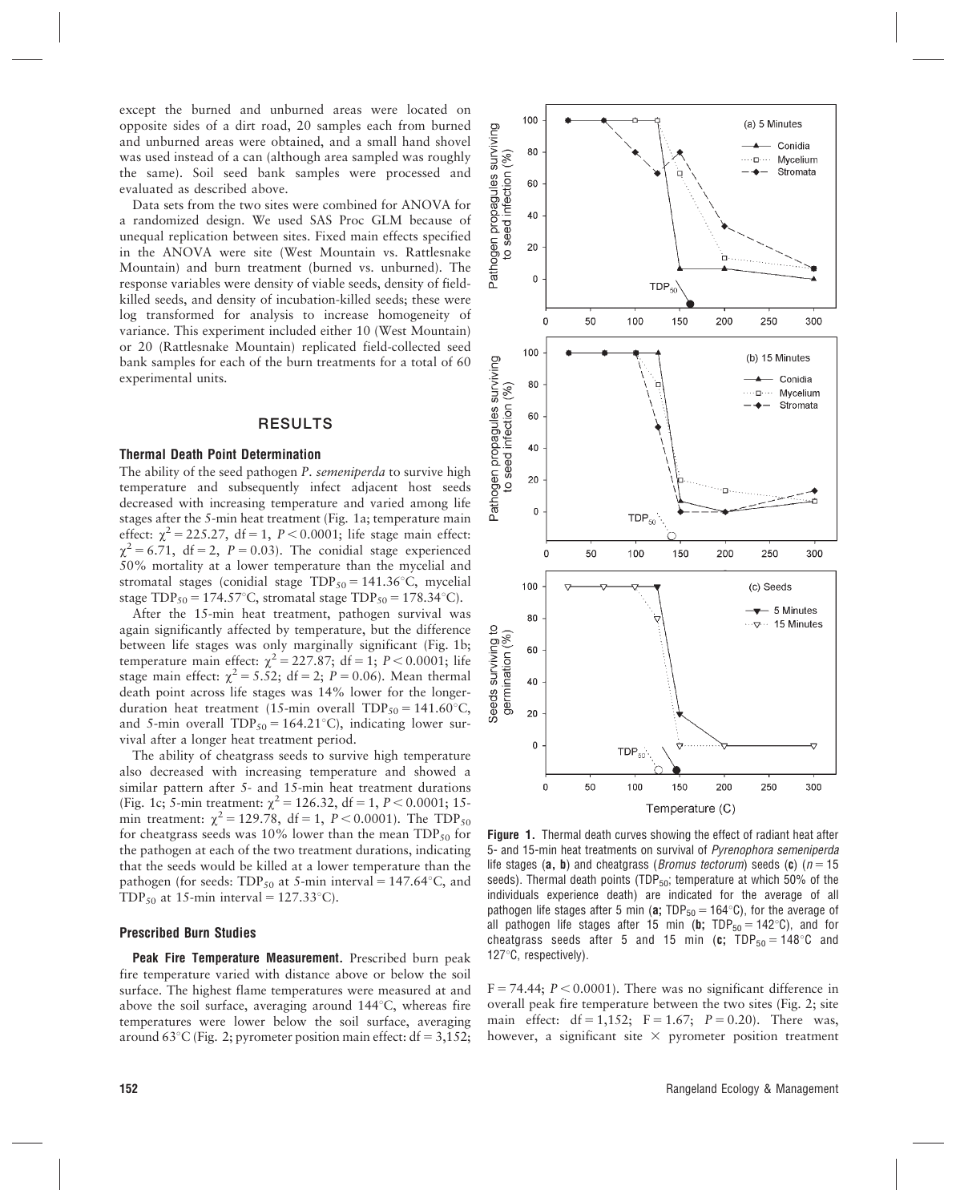except the burned and unburned areas were located on opposite sides of a dirt road, 20 samples each from burned and unburned areas were obtained, and a small hand shovel was used instead of a can (although area sampled was roughly the same). Soil seed bank samples were processed and evaluated as described above.

Data sets from the two sites were combined for ANOVA for a randomized design. We used SAS Proc GLM because of unequal replication between sites. Fixed main effects specified in the ANOVA were site (West Mountain vs. Rattlesnake Mountain) and burn treatment (burned vs. unburned). The response variables were density of viable seeds, density of field-killed seeds, and density of incubation-killed seeds; these were log transformed for analysis to increase homogeneity of variance. This experiment included either 10 (West Mountain) or 20 (Rattlesnake Mountain) replicated field-collected seed bank samples for each of the burn treatments for a total of 60 experimental units.

## RESULTS

### Thermal Death Point Determination

The ability of the seed pathogen *P. semeniperda* to survive high temperature and subsequently infect adjacent host seeds decreased with increasing temperature and varied among life stages after the 5-min heat treatment (Fig. 1a; temperature main effect: $\chi^2 = 225.27$, df = 1, $P < 0.0001$; life stage main effect: $\chi^2 = 6.71$, df = 2, $P = 0.03$). The conidial stage experienced 50% mortality at a lower temperature than the mycelial and stromatal stages (conidial stage $TDP_{50} = 141.36°C$, mycelial stage $TDP_{50} = 174.57°C$, stromatal stage $TDP_{50} = 178.34°C$).

After the 15-min heat treatment, pathogen survival was again significantly affected by temperature, but the difference between life stages was only marginally significant (Fig. 1b; temperature main effect: $\chi^2 = 227.87$; df = 1; $P < 0.0001$; life stage main effect: $\chi^2 = 5.52$; df = 2; $P = 0.06$). Mean thermal death point across life stages was 14% lower for the longer-duration heat treatment (15-min overall $TDP_{50} = 141.60°C$, and 5-min overall $TDP_{50} = 164.21°C$), indicating lower survival after a longer heat treatment period.

The ability of cheatgrass seeds to survive high temperature also decreased with increasing temperature and showed a similar pattern after 5- and 15-min heat treatment durations (Fig. 1c; 5-min treatment: $\chi^2 = 126.32$, df = 1, $P < 0.0001$; 15-min treatment: $\chi^2 = 129.78$, df = 1, $P < 0.0001$). The $TDP_{50}$ for cheatgrass seeds was 10% lower than the mean $TDP_{50}$ for the pathogen at each of the two treatment durations, indicating that the seeds would be killed at a lower temperature than the pathogen (for seeds: $TDP_{50}$ at 5-min interval = 147.64°C, and $TDP_{50}$ at 15-min interval = 127.33°C).

### Prescribed Burn Studies

**Peak Fire Temperature Measurement.** Prescribed burn peak fire temperature varied with distance above or below the soil surface. The highest flame temperatures were measured at and above the soil surface, averaging around 144°C, whereas fire temperatures were lower below the soil surface, averaging around 63°C (Fig. 2; pyrometer position main effect: df = 3,152; $F = 74.44$; $P < 0.0001$). There was no significant difference in overall peak fire temperature between the two sites (Fig. 2; site main effect: df = 1,152; $F = 1.67$; $P = 0.20$). There was, however, a significant site × pyrometer position treatment

**Figure 1.** Thermal death curves showing the effect of radiant heat after 5- and 15-min heat treatments on survival of *Pyrenophora semeniperda* life stages (**a, b**) and cheatgrass (*Bromus tectorum*) seeds (**c**) ($n = 15$ seeds). Thermal death points ($TDP_{50}$; temperature at which 50% of the individuals experience death) are indicated for the average of all pathogen life stages after 5 min (**a;** $TDP_{50} = 164°C$), for the average of all pathogen life stages after 15 min (**b;** $TDP_{50} = 142°C$), and for cheatgrass seeds after 5 and 15 min (**c;** $TDP_{50} = 148°C$ and 127°C, respectively).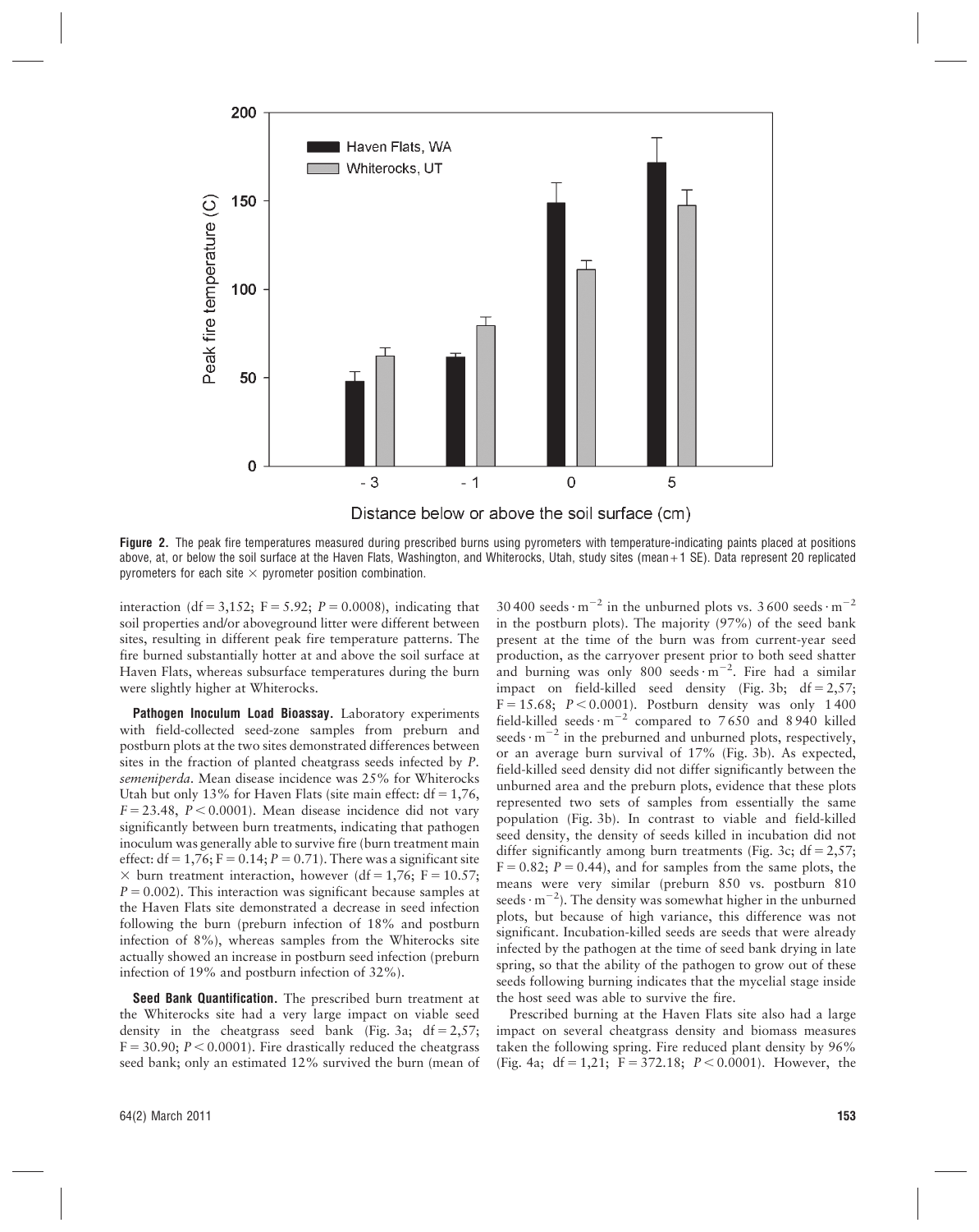Figure 2. The peak fire temperatures measured during prescribed burns using pyrometers with temperature-indicating paints placed at positions above, at, or below the soil surface at the Haven Flats, Washington, and Whiterocks, Utah, study sites (mean + 1 SE). Data represent 20 replicated pyrometers for each site × pyrometer position combination.

interaction (df = 3,152; F = 5.92; $P = 0.0008$), indicating that soil properties and/or aboveground litter were different between sites, resulting in different peak fire temperature patterns. The fire burned substantially hotter at and above the soil surface at Haven Flats, whereas subsurface temperatures during the burn were slightly higher at Whiterocks.

**Pathogen Inoculum Load Bioassay.** Laboratory experiments with field-collected seed-zone samples from preburn and postburn plots at the two sites demonstrated differences between sites in the fraction of planted cheatgrass seeds infected by *P. semeniperda*. Mean disease incidence was 25% for Whiterocks Utah but only 13% for Haven Flats (site main effect: df = 1,76, $F = 23.48$, $P < 0.0001$). Mean disease incidence did not vary significantly between burn treatments, indicating that pathogen inoculum was generally able to survive fire (burn treatment main effect: df = 1,76; F = 0.14; $P = 0.71$). There was a significant site × burn treatment interaction, however (df = 1,76; F = 10.57; $P = 0.002$). This interaction was significant because samples at the Haven Flats site demonstrated a decrease in seed infection following the burn (preburn infection of 18% and postburn infection of 8%), whereas samples from the Whiterocks site actually showed an increase in postburn seed infection (preburn infection of 19% and postburn infection of 32%).

**Seed Bank Quantification.** The prescribed burn treatment at the Whiterocks site had a very large impact on viable seed density in the cheatgrass seed bank (Fig. 3a; df = 2,57; F = 30.90; $P < 0.0001$). Fire drastically reduced the cheatgrass seed bank; only an estimated 12% survived the burn (mean of 30 400 seeds · $m^{-2}$ in the unburned plots vs. 3 600 seeds · $m^{-2}$ in the postburn plots). The majority (97%) of the seed bank present at the time of the burn was from current-year seed production, as the carryover present prior to both seed shatter and burning was only 800 seeds · $m^{-2}$. Fire had a similar impact on field-killed seed density (Fig. 3b; df = 2,57; F = 15.68; $P < 0.0001$). Postburn density was only 1 400 field-killed seeds · $m^{-2}$ compared to 7 650 and 8 940 killed seeds · $m^{-2}$ in the preburned and unburned plots, respectively, or an average burn survival of 17% (Fig. 3b). As expected, field-killed seed density did not differ significantly between the unburned area and the preburn plots, evidence that these plots represented two sets of samples from essentially the same population (Fig. 3b). In contrast to viable and field-killed seed density, the density of seeds killed in incubation did not differ significantly among burn treatments (Fig. 3c; df = 2,57; F = 0.82; $P = 0.44$), and for samples from the same plots, the means were very similar (preburn 850 vs. postburn 810 seeds · $m^{-2}$). The density was somewhat higher in the unburned plots, but because of high variance, this difference was not significant. Incubation-killed seeds are seeds that were already infected by the pathogen at the time of seed bank drying in late spring, so that the ability of the pathogen to grow out of these seeds following burning indicates that the mycelial stage inside the host seed was able to survive the fire.

Prescribed burning at the Haven Flats site also had a large impact on several cheatgrass density and biomass measures taken the following spring. Fire reduced plant density by 96% (Fig. 4a; df = 1,21; F = 372.18; $P < 0.0001$). However, the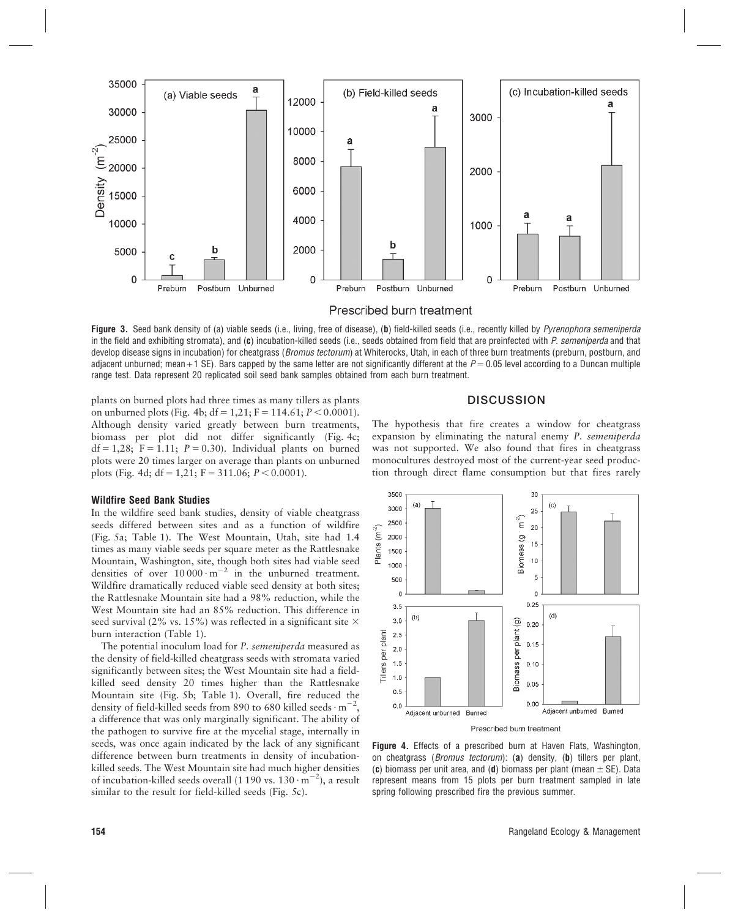Figure 3. Seed bank density of (a) viable seeds (i.e., living, free of disease), (b) field-killed seeds (i.e., recently killed by *Pyrenophora semeniperda* in the field and exhibiting stromata), and (c) incubation-killed seeds (i.e., seeds obtained from field that are preinfected with *P. semeniperda* and that develop disease signs in incubation) for cheatgrass (*Bromus tectorum*) at Whiterocks, Utah, in each of three burn treatments (preburn, postburn, and adjacent unburned; mean + 1 SE). Bars capped by the same letter are not significantly different at the $P = 0.05$ level according to a Duncan multiple range test. Data represent 20 replicated soil seed bank samples obtained from each burn treatment.

plants on burned plots had three times as many tillers as plants on unburned plots (Fig. 4b; df = 1,21; F = 114.61; $P < 0.0001$). Although density varied greatly between burn treatments, biomass per plot did not differ significantly (Fig. 4c; df = 1,28; F = 1.11; $P = 0.30$). Individual plants on burned plots were 20 times larger on average than plants on unburned plots (Fig. 4d; df = 1,21; F = 311.06; $P < 0.0001$).

### Wildfire Seed Bank Studies

In the wildfire seed bank studies, density of viable cheatgrass seeds differed between sites and as a function of wildfire (Fig. 5a; Table 1). The West Mountain, Utah, site had 1.4 times as many viable seeds per square meter as the Rattlesnake Mountain, Washington, site, though both sites had viable seed densities of over $10\,000 \cdot m^{-2}$ in the unburned treatment. Wildfire dramatically reduced viable seed density at both sites; the Rattlesnake Mountain site had a 98% reduction, while the West Mountain site had an 85% reduction. This difference in seed survival (2% vs. 15%) was reflected in a significant site × burn interaction (Table 1).

The potential inoculum load for *P. semeniperda* measured as the density of field-killed cheatgrass seeds with stromata varied significantly between sites; the West Mountain site had a field-killed seed density 20 times higher than the Rattlesnake Mountain site (Fig. 5b; Table 1). Overall, fire reduced the density of field-killed seeds from 890 to 680 killed seeds $\cdot m^{-2}$, a difference that was only marginally significant. The ability of the pathogen to survive fire at the mycelial stage, internally in seeds, was once again indicated by the lack of any significant difference between burn treatments in density of incubation-killed seeds. The West Mountain site had much higher densities of incubation-killed seeds overall (1 190 vs. $130 \cdot m^{-2}$), a result similar to the result for field-killed seeds (Fig. 5c).

## DISCUSSION

The hypothesis that fire creates a window for cheatgrass expansion by eliminating the natural enemy *P. semeniperda* was not supported. We also found that fires in cheatgrass monocultures destroyed most of the current-year seed production through direct flame consumption but that fires rarely

Figure 4. Effects of a prescribed burn at Haven Flats, Washington, on cheatgrass (*Bromus tectorum*): (a) density, (b) tillers per plant, (c) biomass per unit area, and (d) biomass per plant (mean ± SE). Data represent means from 15 plots per burn treatment sampled in late spring following prescribed fire the previous summer.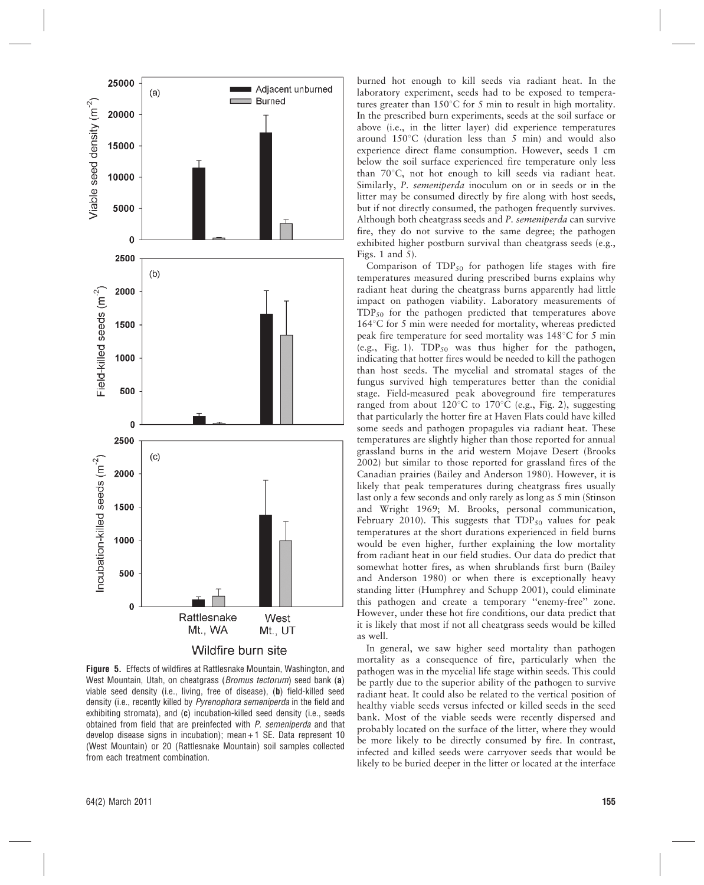Figure 5. Effects of wildfires at Rattlesnake Mountain, Washington, and West Mountain, Utah, on cheatgrass (*Bromus tectorum*) seed bank (**a**) viable seed density (i.e., living, free of disease), (**b**) field-killed seed density (i.e., recently killed by *Pyrenophora semeniperda* in the field and exhibiting stromata), and (**c**) incubation-killed seed density (i.e., seeds obtained from field that are preinfected with *P. semeniperda* and that develop disease signs in incubation); mean + 1 SE. Data represent 10 (West Mountain) or 20 (Rattlesnake Mountain) soil samples collected from each treatment combination.

burned hot enough to kill seeds via radiant heat. In the laboratory experiment, seeds had to be exposed to temperatures greater than 150°C for 5 min to result in high mortality. In the prescribed burn experiments, seeds at the soil surface or above (i.e., in the litter layer) did experience temperatures around 150°C (duration less than 5 min) and would also experience direct flame consumption. However, seeds 1 cm below the soil surface experienced fire temperature only less than 70°C, not hot enough to kill seeds via radiant heat. Similarly, *P. semeniperda* inoculum on or in seeds or in the litter may be consumed directly by fire along with host seeds, but if not directly consumed, the pathogen frequently survives. Although both cheatgrass seeds and *P. semeniperda* can survive fire, they do not survive to the same degree; the pathogen exhibited higher postburn survival than cheatgrass seeds (e.g., Figs. 1 and 5).

Comparison of $TDP_{50}$ for pathogen life stages with fire temperatures measured during prescribed burns explains why radiant heat during the cheatgrass burns apparently had little impact on pathogen viability. Laboratory measurements of $TDP_{50}$ for the pathogen predicted that temperatures above 164°C for 5 min were needed for mortality, whereas predicted peak fire temperature for seed mortality was 148°C for 5 min (e.g., Fig. 1). $TDP_{50}$ was thus higher for the pathogen, indicating that hotter fires would be needed to kill the pathogen than host seeds. The mycelial and stromatal stages of the fungus survived high temperatures better than the conidial stage. Field-measured peak aboveground fire temperatures ranged from about 120°C to 170°C (e.g., Fig. 2), suggesting that particularly the hotter fire at Haven Flats could have killed some seeds and pathogen propagules via radiant heat. These temperatures are slightly higher than those reported for annual grassland burns in the arid western Mojave Desert (Brooks 2002) but similar to those reported for grassland fires of the Canadian prairies (Bailey and Anderson 1980). However, it is likely that peak temperatures during cheatgrass fires usually last only a few seconds and only rarely as long as 5 min (Stinson and Wright 1969; M. Brooks, personal communication, February 2010). This suggests that $TDP_{50}$ values for peak temperatures at the short durations experienced in field burns would be even higher, further explaining the low mortality from radiant heat in our field studies. Our data do predict that somewhat hotter fires, as when shrublands first burn (Bailey and Anderson 1980) or when there is exceptionally heavy standing litter (Humphrey and Schupp 2001), could eliminate this pathogen and create a temporary "enemy-free" zone. However, under these hot fire conditions, our data predict that it is likely that most if not all cheatgrass seeds would be killed as well.

In general, we saw higher seed mortality than pathogen mortality as a consequence of fire, particularly when the pathogen was in the mycelial life stage within seeds. This could be partly due to the superior ability of the pathogen to survive radiant heat. It could also be related to the vertical position of healthy viable seeds versus infected or killed seeds in the seed bank. Most of the viable seeds were recently dispersed and probably located on the surface of the litter, where they would be more likely to be directly consumed by fire. In contrast, infected and killed seeds were carryover seeds that would be likely to be buried deeper in the litter or located at the interface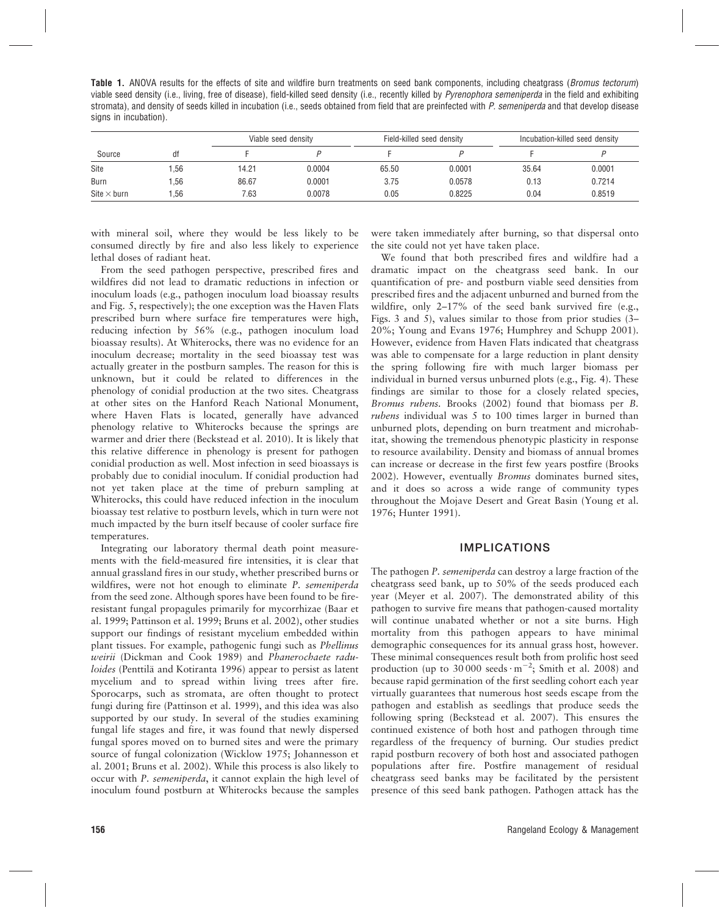**Table 1.** ANOVA results for the effects of site and wildfire burn treatments on seed bank components, including cheatgrass (*Bromus tectorum*) viable seed density (i.e., living, free of disease), field-killed seed density (i.e., recently killed by *Pyrenophora semeniperda* in the field and exhibiting stromata), and density of seeds killed in incubation (i.e., seeds obtained from field that are preinfected with *P. semeniperda* and that develop disease signs in incubation).

| Source | df | Viable seed density | | Field-killed seed density | | Incubation-killed seed density | |
|---|---|---|---|---|---|---|---|
| | | F | *P* | F | *P* | F | *P* |
| Site | 1,56 | 14.21 | 0.0004 | 65.50 | 0.0001 | 35.64 | 0.0001 |
| Burn | 1,56 | 86.67 | 0.0001 | 3.75 | 0.0578 | 0.13 | 0.7214 |
| Site × burn | 1,56 | 7.63 | 0.0078 | 0.05 | 0.8225 | 0.04 | 0.8519 |

with mineral soil, where they would be less likely to be consumed directly by fire and also less likely to experience lethal doses of radiant heat.

From the seed pathogen perspective, prescribed fires and wildfires did not lead to dramatic reductions in infection or inoculum loads (e.g., pathogen inoculum load bioassay results and Fig. 5, respectively); the one exception was the Haven Flats prescribed burn where surface fire temperatures were high, reducing infection by 56% (e.g., pathogen inoculum load bioassay results). At Whiterocks, there was no evidence for an inoculum decrease; mortality in the seed bioassay test was actually greater in the postburn samples. The reason for this is unknown, but it could be related to differences in the phenology of conidial production at the two sites. Cheatgrass at other sites on the Hanford Reach National Monument, where Haven Flats is located, generally have advanced phenology relative to Whiterocks because the springs are warmer and drier there (Beckstead et al. 2010). It is likely that this relative difference in phenology is present for pathogen conidial production as well. Most infection in seed bioassays is probably due to conidial inoculum. If conidial production had not yet taken place at the time of preburn sampling at Whiterocks, this could have reduced infection in the inoculum bioassay test relative to postburn levels, which in turn were not much impacted by the burn itself because of cooler surface fire temperatures.

Integrating our laboratory thermal death point measurements with the field-measured fire intensities, it is clear that annual grassland fires in our study, whether prescribed burns or wildfires, were not hot enough to eliminate *P. semeniperda* from the seed zone. Although spores have been found to be fire-resistant fungal propagules primarily for mycorrhizae (Baar et al. 1999; Pattinson et al. 1999; Bruns et al. 2002), other studies support our findings of resistant mycelium embedded within plant tissues. For example, pathogenic fungi such as *Phellinus weirii* (Dickman and Cook 1989) and *Phanerochaete raduloides* (Penttilä and Kotiranta 1996) appear to persist as latent mycelium and to spread within living trees after fire. Sporocarps, such as stromata, are often thought to protect fungi during fire (Pattinson et al. 1999), and this idea was also supported by our study. In several of the studies examining fungal life stages and fire, it was found that newly dispersed fungal spores moved on to burned sites and were the primary source of fungal colonization (Wicklow 1975; Johannesson et al. 2001; Bruns et al. 2002). While this process is also likely to occur with *P. semeniperda*, it cannot explain the high level of inoculum found postburn at Whiterocks because the samples were taken immediately after burning, so that dispersal onto the site could not yet have taken place.

We found that both prescribed fires and wildfire had a dramatic impact on the cheatgrass seed bank. In our quantification of pre- and postburn viable seed densities from prescribed fires and the adjacent unburned and burned from the wildfire, only 2–17% of the seed bank survived fire (e.g., Figs. 3 and 5), values similar to those from prior studies (3–20%; Young and Evans 1976; Humphrey and Schupp 2001). However, evidence from Haven Flats indicated that cheatgrass was able to compensate for a large reduction in plant density the spring following fire with much larger biomass per individual in burned versus unburned plots (e.g., Fig. 4). These findings are similar to those for a closely related species, *Bromus rubens*. Brooks (2002) found that biomass per *B. rubens* individual was 5 to 100 times larger in burned than unburned plots, depending on burn treatment and microhabitat, showing the tremendous phenotypic plasticity in response to resource availability. Density and biomass of annual bromes can increase or decrease in the first few years postfire (Brooks 2002). However, eventually *Bromus* dominates burned sites, and it does so across a wide range of community types throughout the Mojave Desert and Great Basin (Young et al. 1976; Hunter 1991).

## IMPLICATIONS

The pathogen *P. semeniperda* can destroy a large fraction of the cheatgrass seed bank, up to 50% of the seeds produced each year (Meyer et al. 2007). The demonstrated ability of this pathogen to survive fire means that pathogen-caused mortality will continue unabated whether or not a site burns. High mortality from this pathogen appears to have minimal demographic consequences for its annual grass host, however. These minimal consequences result both from prolific host seed production (up to 30 000 seeds $\cdot$ $m^{-2}$; Smith et al. 2008) and because rapid germination of the first seedling cohort each year virtually guarantees that numerous host seeds escape from the pathogen and establish as seedlings that produce seeds the following spring (Beckstead et al. 2007). This ensures the continued existence of both host and pathogen through time regardless of the frequency of burning. Our studies predict rapid postburn recovery of both host and associated pathogen populations after fire. Postfire management of residual cheatgrass seed banks may be facilitated by the persistent presence of this seed bank pathogen. Pathogen attack has the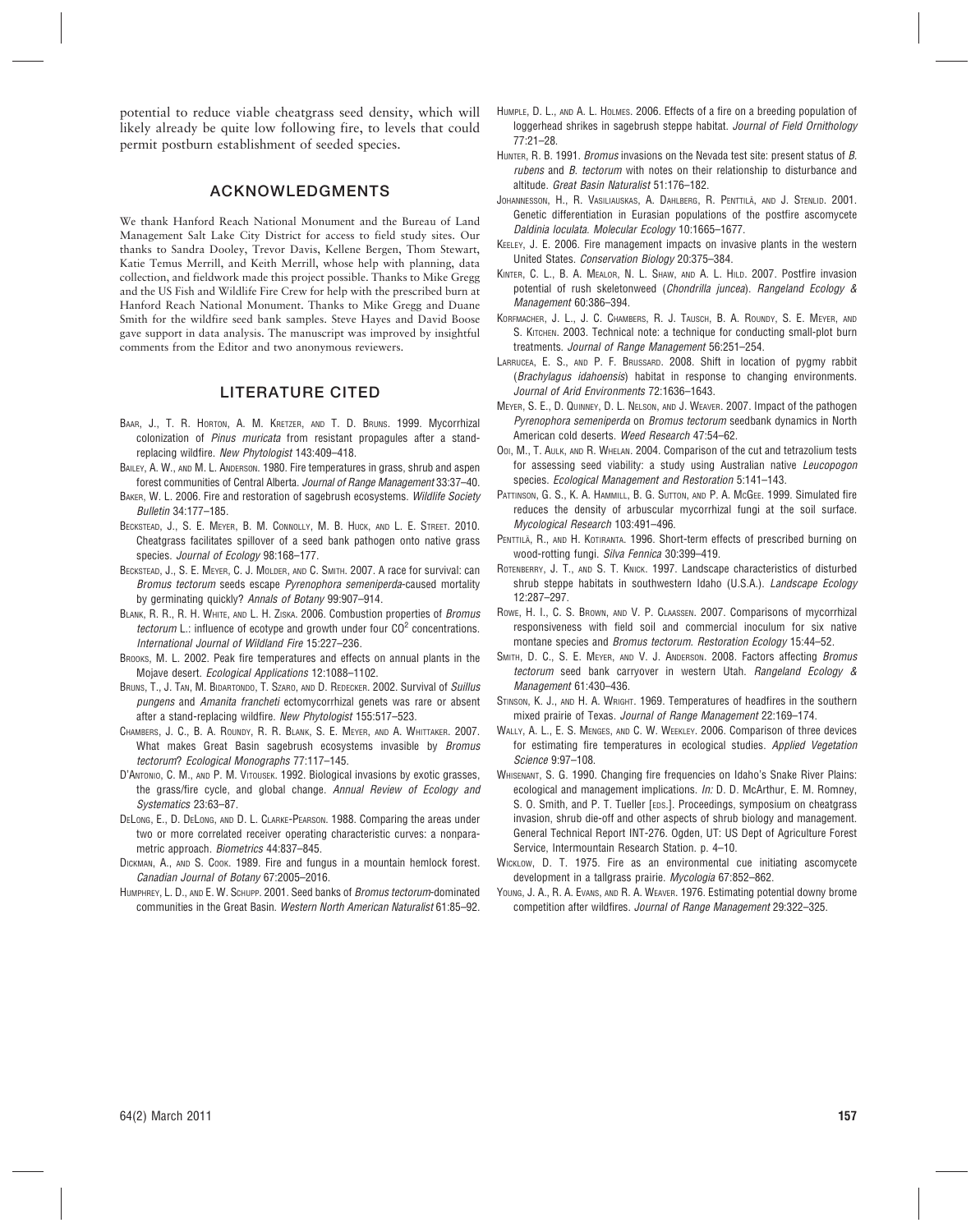potential to reduce viable cheatgrass seed density, which will likely already be quite low following fire, to levels that could permit postburn establishment of seeded species.

## ACKNOWLEDGMENTS

We thank Hanford Reach National Monument and the Bureau of Land Management Salt Lake City District for access to field study sites. Our thanks to Sandra Dooley, Trevor Davis, Kellene Bergen, Thom Stewart, Katie Temus Merrill, and Keith Merrill, whose help with planning, data collection, and fieldwork made this project possible. Thanks to Mike Gregg and the US Fish and Wildlife Fire Crew for help with the prescribed burn at Hanford Reach National Monument. Thanks to Mike Gregg and Duane Smith for the wildfire seed bank samples. Steve Hayes and David Boose gave support in data analysis. The manuscript was improved by insightful comments from the Editor and two anonymous reviewers.

## LITERATURE CITED

Baar, J., T. R. Horton, A. M. Kretzer, and T. D. Bruns. 1999. Mycorrhizal colonization of *Pinus muricata* from resistant propagules after a stand-replacing wildfire. *New Phytologist* 143:409–418.

Bailey, A. W., and M. L. Anderson. 1980. Fire temperatures in grass, shrub and aspen forest communities of Central Alberta. *Journal of Range Management* 33:37–40.

Baker, W. L. 2006. Fire and restoration of sagebrush ecosystems. *Wildlife Society Bulletin* 34:177–185.

Beckstead, J., S. E. Meyer, B. M. Connolly, M. B. Huck, and L. E. Street. 2010. Cheatgrass facilitates spillover of a seed bank pathogen onto native grass species. *Journal of Ecology* 98:168–177.

Beckstead, J., S. E. Meyer, C. J. Molder, and C. Smith. 2007. A race for survival: can *Bromus tectorum* seeds escape *Pyrenophora semeniperda*-caused mortality by germinating quickly? *Annals of Botany* 99:907–914.

Blank, R. R., R. H. White, and L. H. Ziska. 2006. Combustion properties of *Bromus tectorum* L.: influence of ecotype and growth under four $CO^2$ concentrations. *International Journal of Wildland Fire* 15:227–236.

Brooks, M. L. 2002. Peak fire temperatures and effects on annual plants in the Mojave desert. *Ecological Applications* 12:1088–1102.

Bruns, T., J. Tan, M. Bidartondo, T. Szaro, and D. Redecker. 2002. Survival of *Suillus pungens* and *Amanita francheti* ectomycorrhizal genets was rare or absent after a stand-replacing wildfire. *New Phytologist* 155:517–523.

Chambers, J. C., B. A. Roundy, R. R. Blank, S. E. Meyer, and A. Whittaker. 2007. What makes Great Basin sagebrush ecosystems invasible by *Bromus tectorum*? *Ecological Monographs* 77:117–145.

D'Antonio, C. M., and P. M. Vitousek. 1992. Biological invasions by exotic grasses, the grass/fire cycle, and global change. *Annual Review of Ecology and Systematics* 23:63–87.

DeLong, E., D. DeLong, and D. L. Clarke-Pearson. 1988. Comparing the areas under two or more correlated receiver operating characteristic curves: a nonparametric approach. *Biometrics* 44:837–845.

Dickman, A., and S. Cook. 1989. Fire and fungus in a mountain hemlock forest. *Canadian Journal of Botany* 67:2005–2016.

Humphrey, L. D., and E. W. Schupp. 2001. Seed banks of *Bromus tectorum*-dominated communities in the Great Basin. *Western North American Naturalist* 61:85–92.

Humple, D. L., and A. L. Holmes. 2006. Effects of a fire on a breeding population of loggerhead shrikes in sagebrush steppe habitat. *Journal of Field Ornithology* 77:21–28.

Hunter, R. B. 1991. *Bromus* invasions on the Nevada test site: present status of *B. rubens* and *B. tectorum* with notes on their relationship to disturbance and altitude. *Great Basin Naturalist* 51:176–182.

Johannesson, H., R. Vasiliauskas, A. Dahlberg, R. Penttilä, and J. Stenlid. 2001. Genetic differentiation in Eurasian populations of the postfire ascomycete *Daldinia loculata*. *Molecular Ecology* 10:1665–1677.

Keeley, J. E. 2006. Fire management impacts on invasive plants in the western United States. *Conservation Biology* 20:375–384.

Kinter, C. L., B. A. Mealor, N. L. Shaw, and A. L. Hild. 2007. Postfire invasion potential of rush skeletonweed (*Chondrilla juncea*). *Rangeland Ecology & Management* 60:386–394.

Korfmacher, J. L., J. C. Chambers, R. J. Tausch, B. A. Roundy, S. E. Meyer, and S. Kitchen. 2003. Technical note: a technique for conducting small-plot burn treatments. *Journal of Range Management* 56:251–254.

Larrucea, E. S., and P. F. Brussard. 2008. Shift in location of pygmy rabbit (*Brachylagus idahoensis*) habitat in response to changing environments. *Journal of Arid Environments* 72:1636–1643.

Meyer, S. E., D. Quinney, D. L. Nelson, and J. Weaver. 2007. Impact of the pathogen *Pyrenophora semeniperda* on *Bromus tectorum* seedbank dynamics in North American cold deserts. *Weed Research* 47:54–62.

Ooi, M., T. Aulk, and R. Whelan. 2004. Comparison of the cut and tetrazolium tests for assessing seed viability: a study using Australian native *Leucopogon* species. *Ecological Management and Restoration* 5:141–143.

Pattinson, G. S., K. A. Hammill, B. G. Sutton, and P. A. McGee. 1999. Simulated fire reduces the density of arbuscular mycorrhizal fungi at the soil surface. *Mycological Research* 103:491–496.

Penttilä, R., and H. Kotiranta. 1996. Short-term effects of prescribed burning on wood-rotting fungi. *Silva Fennica* 30:399–419.

Rotenberry, J. T., and S. T. Knick. 1997. Landscape characteristics of disturbed shrub steppe habitats in southwestern Idaho (U.S.A.). *Landscape Ecology* 12:287–297.

Rowe, H. I., C. S. Brown, and V. P. Claassen. 2007. Comparisons of mycorrhizal responsiveness with field soil and commercial inoculum for six native montane species and *Bromus tectorum*. *Restoration Ecology* 15:44–52.

Smith, D. C., S. E. Meyer, and V. J. Anderson. 2008. Factors affecting *Bromus tectorum* seed bank carryover in western Utah. *Rangeland Ecology & Management* 61:430–436.

Stinson, K. J., and H. A. Wright. 1969. Temperatures of headfires in the southern mixed prairie of Texas. *Journal of Range Management* 22:169–174.

Wally, A. L., E. S. Menges, and C. W. Weekley. 2006. Comparison of three devices for estimating fire temperatures in ecological studies. *Applied Vegetation Science* 9:97–108.

Whisenant, S. G. 1990. Changing fire frequencies on Idaho's Snake River Plains: ecological and management implications. *In:* D. D. McArthur, E. M. Romney, S. O. Smith, and P. T. Tueller [eds.]. Proceedings, symposium on cheatgrass invasion, shrub die-off and other aspects of shrub biology and management. General Technical Report INT-276. Ogden, UT: US Dept of Agriculture Forest Service, Intermountain Research Station. p. 4–10.

Wicklow, D. T. 1975. Fire as an environmental cue initiating ascomycete development in a tallgrass prairie. *Mycologia* 67:852–862.

Young, J. A., R. A. Evans, and R. A. Weaver. 1976. Estimating potential downy brome competition after wildfires. *Journal of Range Management* 29:322–325.